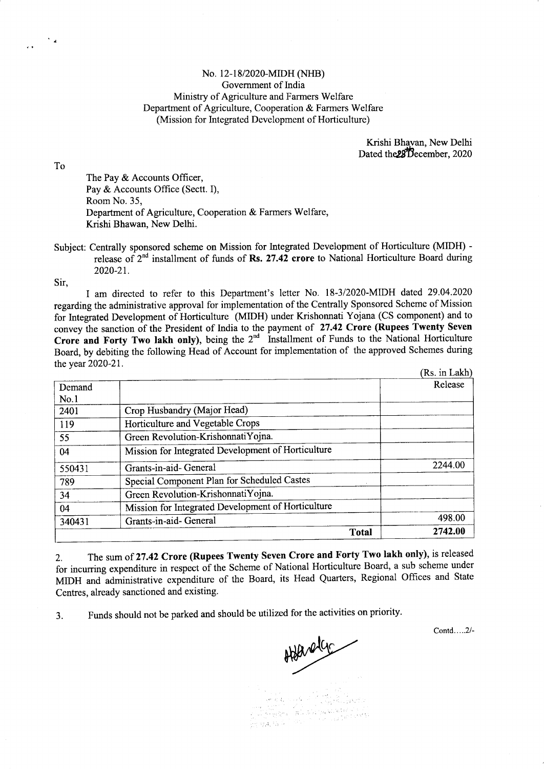No. 12-18/2020-MIDH (NHB)
Government of India
Ministry of Agriculture and Farmers Welfare
Department of Agriculture, Cooperation & Farmers Welfare
(Mission for Integrated Development of Horticulture)

Krishi Bhavan, New Delhi
Dated the 28th December, 2020

To

The Pay & Accounts Officer,
Pay & Accounts Office (Sectt. I),
Room No. 35,
Department of Agriculture, Cooperation & Farmers Welfare,
Krishi Bhawan, New Delhi.

Subject: Centrally sponsored scheme on Mission for Integrated Development of Horticulture (MIDH) - release of 2nd installment of funds of **Rs. 27.42 crore** to National Horticulture Board during 2020-21.

Sir,

I am directed to refer to this Department's letter No. 18-3/2020-MIDH dated 29.04.2020 regarding the administrative approval for implementation of the Centrally Sponsored Scheme of Mission for Integrated Development of Horticulture (MIDH) under Krishonnati Yojana (CS component) and to convey the sanction of the President of India to the payment of **27.42 Crore (Rupees Twenty Seven Crore and Forty Two lakh only)**, being the 2nd Installment of Funds to the National Horticulture Board, by debiting the following Head of Account for implementation of the approved Schemes during the year 2020-21.

(Rs. in Lakh)

| Demand No.1 | | Release |
|---|---|---|
| 2401 | Crop Husbandry (Major Head) | |
| 119 | Horticulture and Vegetable Crops | |
| 55 | Green Revolution-KrishonnatiYojna. | |
| 04 | Mission for Integrated Development of Horticulture | |
| 550431 | Grants-in-aid- General | 2244.00 |
| 789 | Special Component Plan for Scheduled Castes | |
| 34 | Green Revolution-KrishonnatiYojna. | |
| 04 | Mission for Integrated Development of Horticulture | |
| 340431 | Grants-in-aid- General | 498.00 |
| | **Total** | **2742.00** |

2. The sum of **27.42 Crore (Rupees Twenty Seven Crore and Forty Two lakh only)**, is released for incurring expenditure in respect of the Scheme of National Horticulture Board, a sub scheme under MIDH and administrative expenditure of the Board, its Head Quarters, Regional Offices and State Centres, already sanctioned and existing.

3. Funds should not be parked and should be utilized for the activities on priority.

Contd.....2/-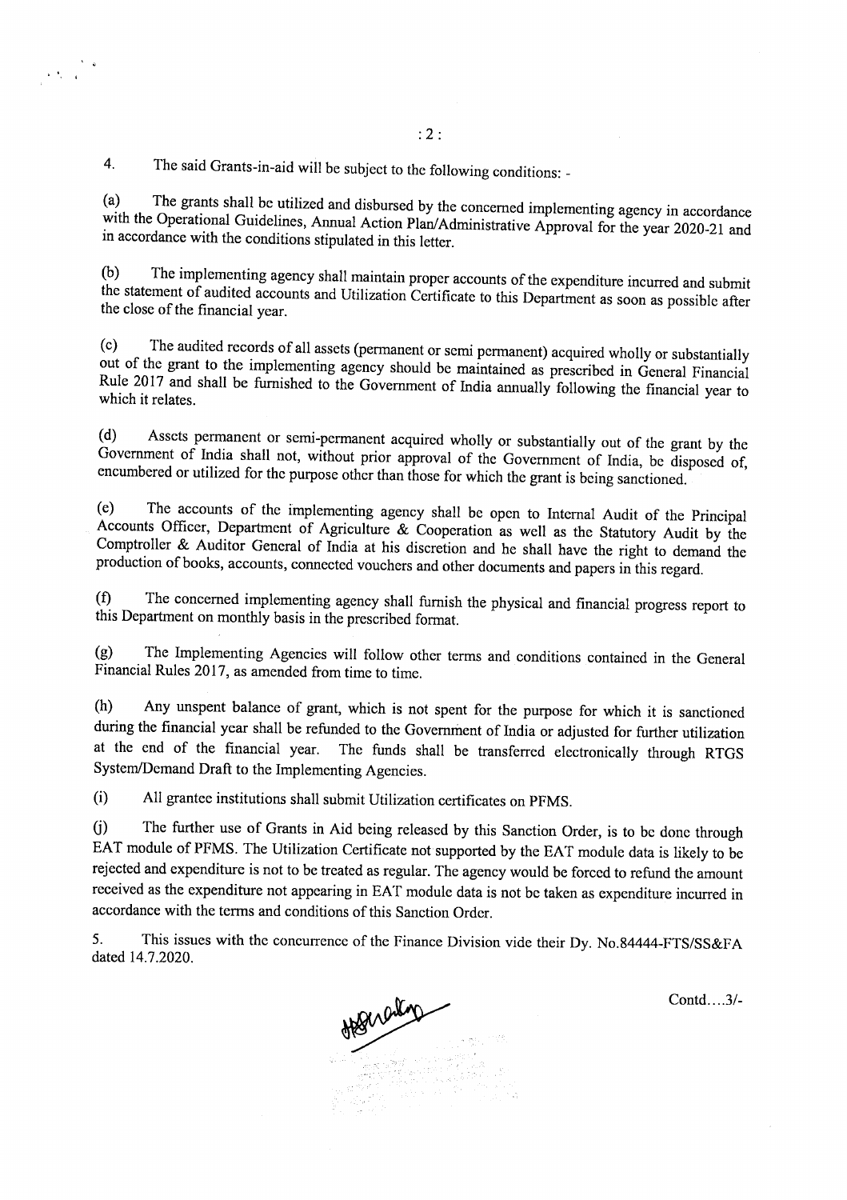4. The said Grants-in-aid will be subject to the following conditions: -

(a) The grants shall be utilized and disbursed by the concerned implementing agency in accordance with the Operational Guidelines, Annual Action Plan/Administrative Approval for the year 2020-21 and in accordance with the conditions stipulated in this letter.

(b) The implementing agency shall maintain proper accounts of the expenditure incurred and submit the statement of audited accounts and Utilization Certificate to this Department as soon as possible after the close of the financial year.

(c) The audited records of all assets (permanent or semi permanent) acquired wholly or substantially out of the grant to the implementing agency should be maintained as prescribed in General Financial Rule 2017 and shall be furnished to the Government of India annually following the financial year to which it relates.

(d) Assets permanent or semi-permanent acquired wholly or substantially out of the grant by the Government of India shall not, without prior approval of the Government of India, be disposed of, encumbered or utilized for the purpose other than those for which the grant is being sanctioned.

(e) The accounts of the implementing agency shall be open to Internal Audit of the Principal Accounts Officer, Department of Agriculture & Cooperation as well as the Statutory Audit by the Comptroller & Auditor General of India at his discretion and he shall have the right to demand the production of books, accounts, connected vouchers and other documents and papers in this regard.

(f) The concerned implementing agency shall furnish the physical and financial progress report to this Department on monthly basis in the prescribed format.

(g) The Implementing Agencies will follow other terms and conditions contained in the General Financial Rules 2017, as amended from time to time.

(h) Any unspent balance of grant, which is not spent for the purpose for which it is sanctioned during the financial year shall be refunded to the Government of India or adjusted for further utilization at the end of the financial year. The funds shall be transferred electronically through RTGS System/Demand Draft to the Implementing Agencies.

(i) All grantee institutions shall submit Utilization certificates on PFMS.

(j) The further use of Grants in Aid being released by this Sanction Order, is to be done through EAT module of PFMS. The Utilization Certificate not supported by the EAT module data is likely to be rejected and expenditure is not to be treated as regular. The agency would be forced to refund the amount received as the expenditure not appearing in EAT module data is not be taken as expenditure incurred in accordance with the terms and conditions of this Sanction Order.

5. This issues with the concurrence of the Finance Division vide their Dy. No.84444-FTS/SS&FA dated 14.7.2020.

Contd….3/-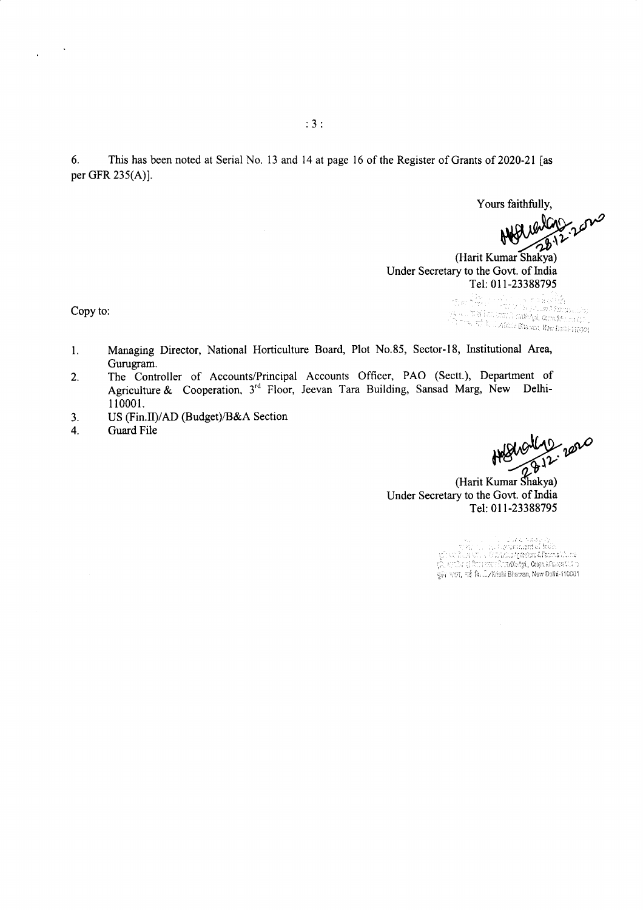6. This has been noted at Serial No. 13 and 14 at page 16 of the Register of Grants of 2020-21 [as per GFR 235(A)].

Yours faithfully,

(Harit Kumar Shakya)
Under Secretary to the Govt. of India
Tel: 011-23388795

Copy to:

1. Managing Director, National Horticulture Board, Plot No.85, Sector-18, Institutional Area, Gurugram.
2. The Controller of Accounts/Principal Accounts Officer, PAO (Sectt.), Department of Agriculture & Cooperation, 3rd Floor, Jeevan Tara Building, Sansad Marg, New Delhi-110001.
3. US (Fin.II)/AD (Budget)/B&A Section
4. Guard File

(Harit Kumar Shakya)
Under Secretary to the Govt. of India
Tel: 011-23388795